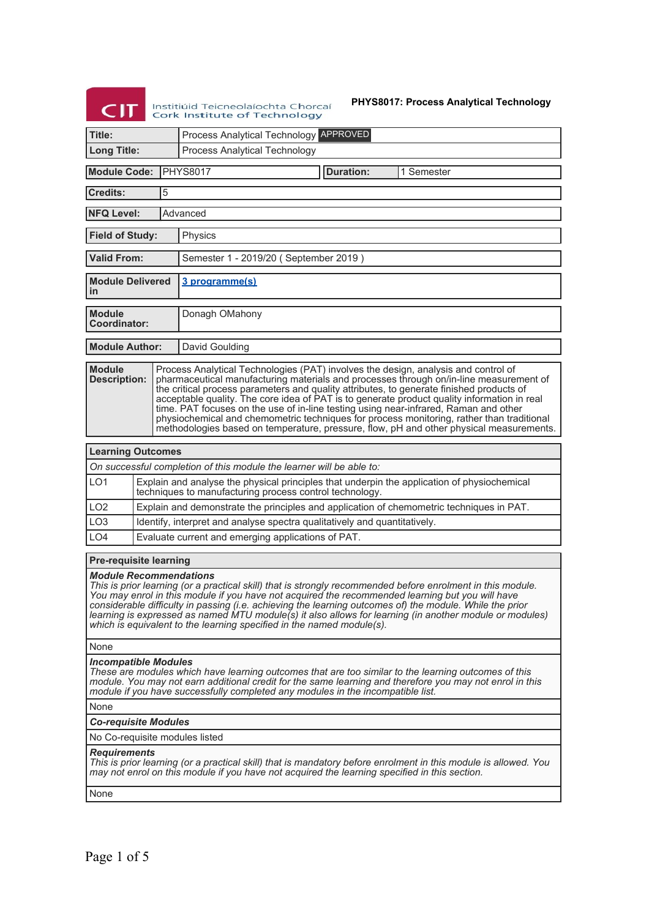# PHYS8017: Process Analytical Technology

| | |
|---|---|
| **Title:** | Process Analytical Technology APPROVED |
| **Long Title:** | Process Analytical Technology |

| | | | |
|---|---|---|---|
| **Module Code:** | PHYS8017 | **Duration:** | 1 Semester |

| | |
|---|---|
| **Credits:** | 5 |
| **NFQ Level:** | Advanced |
| **Field of Study:** | Physics |
| **Valid From:** | Semester 1 - 2019/20 ( September 2019 ) |
| **Module Delivered in** | 3 programme(s) |
| **Module Coordinator:** | Donagh OMahony |
| **Module Author:** | David Goulding |
| **Module Description:** | Process Analytical Technologies (PAT) involves the design, analysis and control of pharmaceutical manufacturing materials and processes through on/in-line measurement of the critical process parameters and quality attributes, to generate finished products of acceptable quality. The core idea of PAT is to generate product quality information in real time. PAT focuses on the use of in-line testing using near-infrared, Raman and other physiochemical and chemometric techniques for process monitoring, rather than traditional methodologies based on temperature, pressure, flow, pH and other physical measurements. |

## Learning Outcomes

*On successful completion of this module the learner will be able to:*

| | |
|---|---|
| LO1 | Explain and analyse the physical principles that underpin the application of physiochemical techniques to manufacturing process control technology. |
| LO2 | Explain and demonstrate the principles and application of chemometric techniques in PAT. |
| LO3 | Identify, interpret and analyse spectra qualitatively and quantitatively. |
| LO4 | Evaluate current and emerging applications of PAT. |

## Pre-requisite learning

***Module Recommendations***

*This is prior learning (or a practical skill) that is strongly recommended before enrolment in this module. You may enrol in this module if you have not acquired the recommended learning but you will have considerable difficulty in passing (i.e. achieving the learning outcomes of) the module. While the prior learning is expressed as named MTU module(s) it also allows for learning (in another module or modules) which is equivalent to the learning specified in the named module(s).*

None

***Incompatible Modules***

*These are modules which have learning outcomes that are too similar to the learning outcomes of this module. You may not earn additional credit for the same learning and therefore you may not enrol in this module if you have successfully completed any modules in the incompatible list.*

None

***Co-requisite Modules***

No Co-requisite modules listed

***Requirements***

*This is prior learning (or a practical skill) that is mandatory before enrolment in this module is allowed. You may not enrol on this module if you have not acquired the learning specified in this section.*

None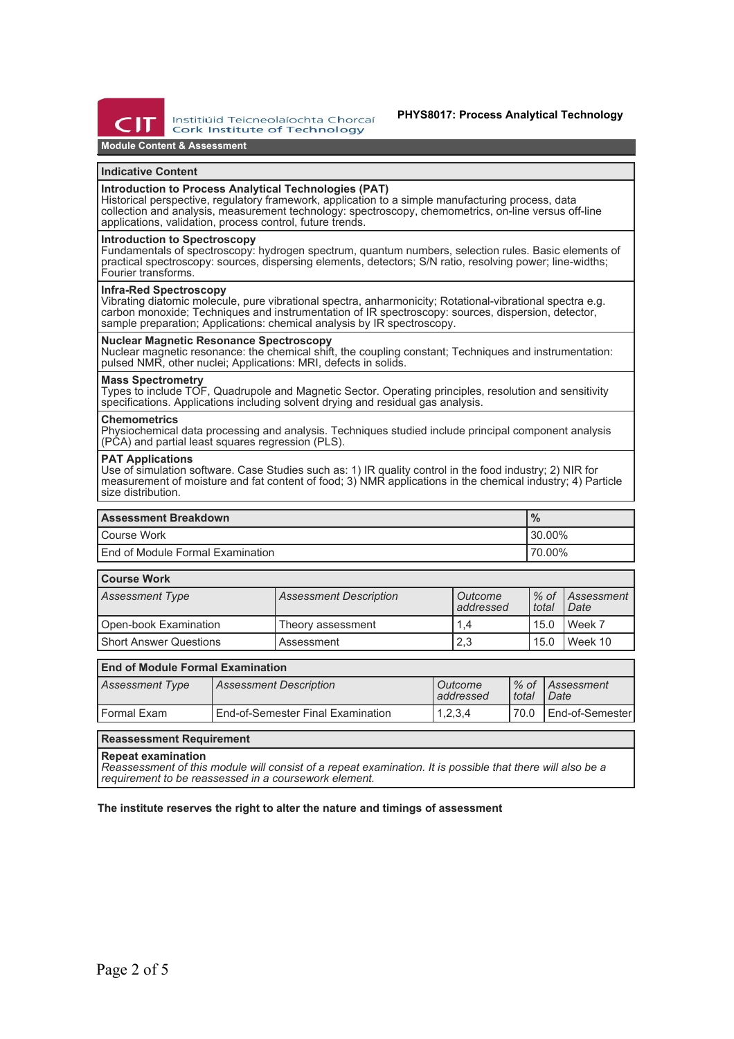## Module Content & Assessment

### Indicative Content

**Introduction to Process Analytical Technologies (PAT)**
Historical perspective, regulatory framework, application to a simple manufacturing process, data collection and analysis, measurement technology: spectroscopy, chemometrics, on-line versus off-line applications, validation, process control, future trends.

**Introduction to Spectroscopy**
Fundamentals of spectroscopy: hydrogen spectrum, quantum numbers, selection rules. Basic elements of practical spectroscopy: sources, dispersing elements, detectors; S/N ratio, resolving power; line-widths; Fourier transforms.

**Infra-Red Spectroscopy**
Vibrating diatomic molecule, pure vibrational spectra, anharmonicity; Rotational-vibrational spectra e.g. carbon monoxide; Techniques and instrumentation of IR spectroscopy: sources, dispersion, detector, sample preparation; Applications: chemical analysis by IR spectroscopy.

**Nuclear Magnetic Resonance Spectroscopy**
Nuclear magnetic resonance: the chemical shift, the coupling constant; Techniques and instrumentation: pulsed NMR, other nuclei; Applications: MRI, defects in solids.

**Mass Spectrometry**
Types to include TOF, Quadrupole and Magnetic Sector. Operating principles, resolution and sensitivity specifications. Applications including solvent drying and residual gas analysis.

**Chemometrics**
Physiochemical data processing and analysis. Techniques studied include principal component analysis (PCA) and partial least squares regression (PLS).

**PAT Applications**
Use of simulation software. Case Studies such as: 1) IR quality control in the food industry; 2) NIR for measurement of moisture and fat content of food; 3) NMR applications in the chemical industry; 4) Particle size distribution.

| Assessment Breakdown | % |
|---|---|
| Course Work | 30.00% |
| End of Module Formal Examination | 70.00% |

**Course Work**

| *Assessment Type* | *Assessment Description* | *Outcome addressed* | *% of total* | *Assessment Date* |
|---|---|---|---|---|
| Open-book Examination | Theory assessment | 1,4 | 15.0 | Week 7 |
| Short Answer Questions | Assessment | 2,3 | 15.0 | Week 10 |

**End of Module Formal Examination**

| *Assessment Type* | *Assessment Description* | *Outcome addressed* | *% of total* | *Assessment Date* |
|---|---|---|---|---|
| Formal Exam | End-of-Semester Final Examination | 1,2,3,4 | 70.0 | End-of-Semester |

### Reassessment Requirement

**Repeat examination**
*Reassessment of this module will consist of a repeat examination. It is possible that there will also be a requirement to be reassessed in a coursework element.*

**The institute reserves the right to alter the nature and timings of assessment**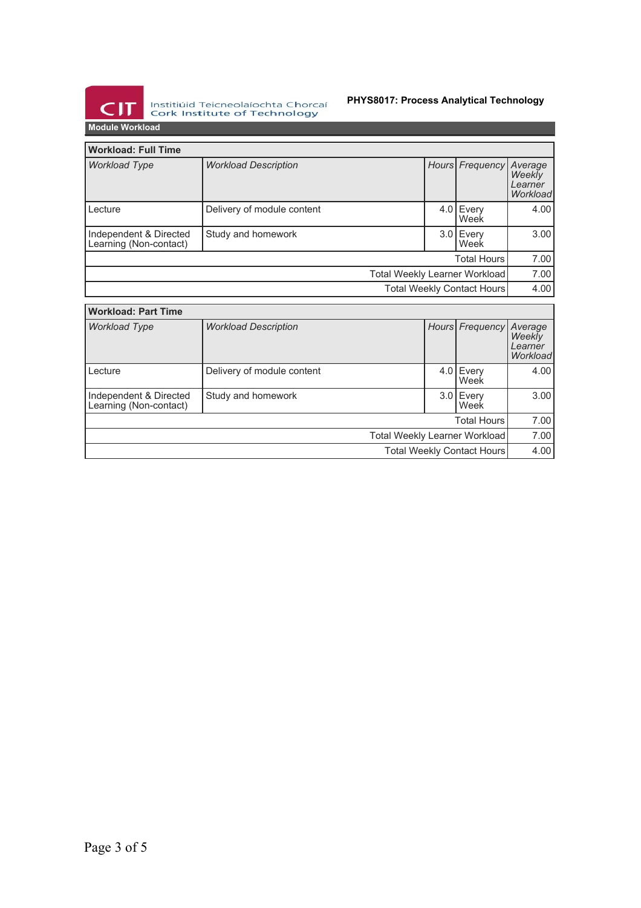## Module Workload

| Workload: Full Time | | | | |
|---|---|---|---|---|
| *Workload Type* | *Workload Description* | *Hours* | *Frequency* | *Average Weekly Learner Workload* |
| Lecture | Delivery of module content | 4.0 | Every Week | 4.00 |
| Independent & Directed Learning (Non-contact) | Study and homework | 3.0 | Every Week | 3.00 |
| | | | Total Hours | 7.00 |
| | | | Total Weekly Learner Workload | 7.00 |
| | | | Total Weekly Contact Hours | 4.00 |

| Workload: Part Time | | | | |
|---|---|---|---|---|
| *Workload Type* | *Workload Description* | *Hours* | *Frequency* | *Average Weekly Learner Workload* |
| Lecture | Delivery of module content | 4.0 | Every Week | 4.00 |
| Independent & Directed Learning (Non-contact) | Study and homework | 3.0 | Every Week | 3.00 |
| | | | Total Hours | 7.00 |
| | | | Total Weekly Learner Workload | 7.00 |
| | | | Total Weekly Contact Hours | 4.00 |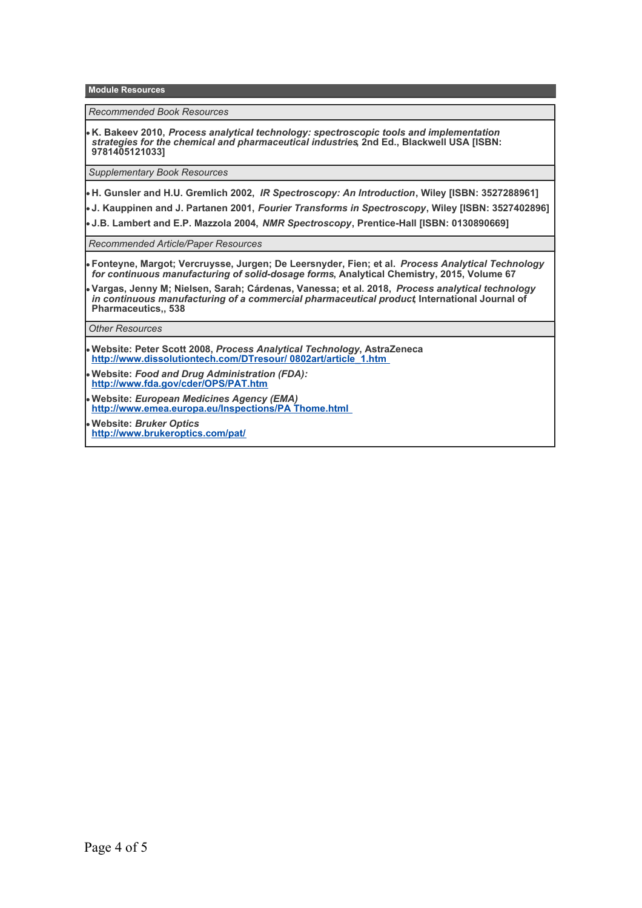## Module Resources

*Recommended Book Resources*

- **K. Bakeev 2010, *Process analytical technology: spectroscopic tools and implementation strategies for the chemical and pharmaceutical industries*, 2nd Ed., Blackwell USA [ISBN: 9781405121033]**

*Supplementary Book Resources*

- **H. Gunsler and H.U. Gremlich 2002, *IR Spectroscopy: An Introduction*, Wiley [ISBN: 3527288961]**
- **J. Kauppinen and J. Partanen 2001, *Fourier Transforms in Spectroscopy*, Wiley [ISBN: 3527402896]**
- **J.B. Lambert and E.P. Mazzola 2004, *NMR Spectroscopy*, Prentice-Hall [ISBN: 0130890669]**

*Recommended Article/Paper Resources*

- **Fonteyne, Margot; Vercruysse, Jurgen; De Leersnyder, Fien; et al. *Process Analytical Technology for continuous manufacturing of solid-dosage forms*, Analytical Chemistry, 2015, Volume 67**
- **Vargas, Jenny M; Nielsen, Sarah; Cárdenas, Vanessa; et al. 2018, *Process analytical technology in continuous manufacturing of a commercial pharmaceutical product*, International Journal of Pharmaceutics,, 538**

*Other Resources*

- **Website: Peter Scott 2008, *Process Analytical Technology*, AstraZeneca**
  **http://www.dissolutiontech.com/DTresour/ 0802art/article_1.htm**
- **Website: *Food and Drug Administration (FDA):***
  **http://www.fda.gov/cder/OPS/PAT.htm**
- **Website: *European Medicines Agency (EMA)***
  **http://www.emea.europa.eu/Inspections/PA Thome.html**
- **Website: *Bruker Optics***
  **http://www.brukeroptics.com/pat/**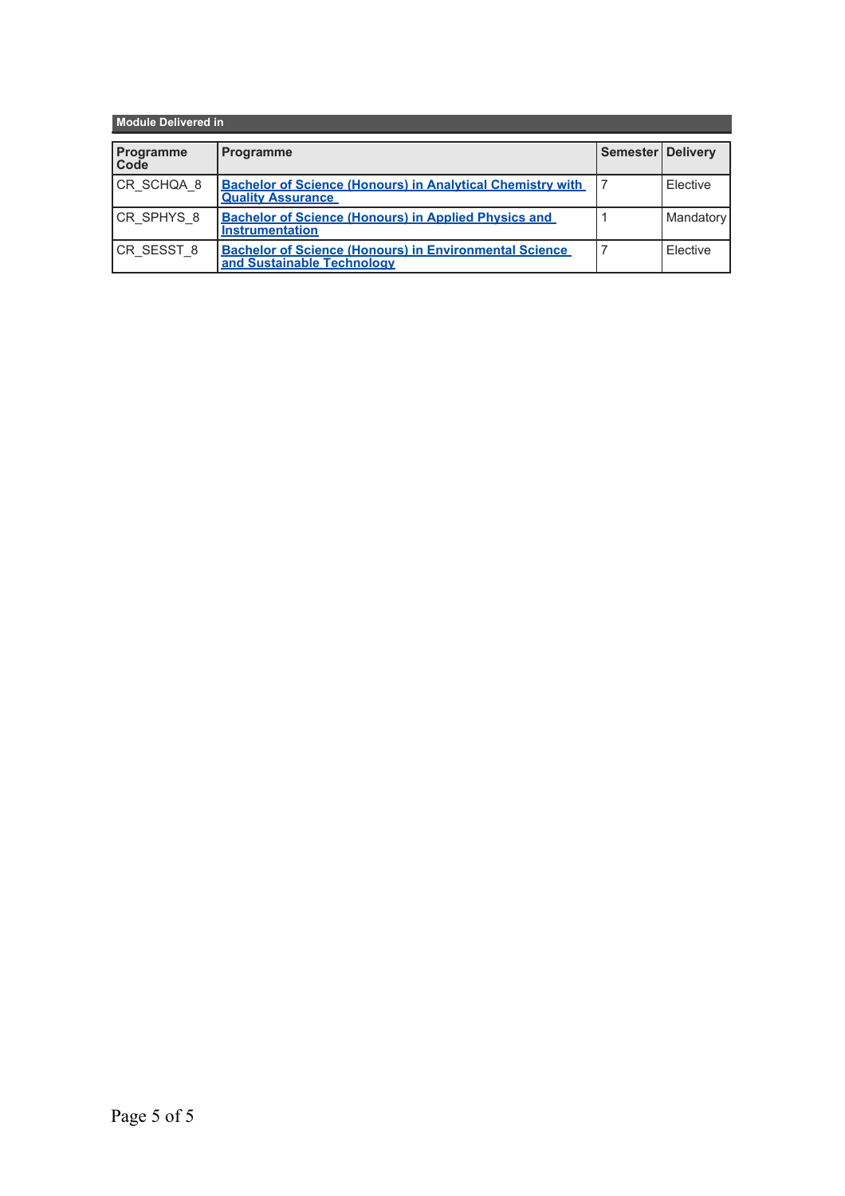### Module Delivered in

| Programme Code | Programme | Semester | Delivery |
|---|---|---|---|
| CR_SCHQA_8 | Bachelor of Science (Honours) in Analytical Chemistry with Quality Assurance | 7 | Elective |
| CR_SPHYS_8 | Bachelor of Science (Honours) in Applied Physics and Instrumentation | 1 | Mandatory |
| CR_SESST_8 | Bachelor of Science (Honours) in Environmental Science and Sustainable Technology | 7 | Elective |